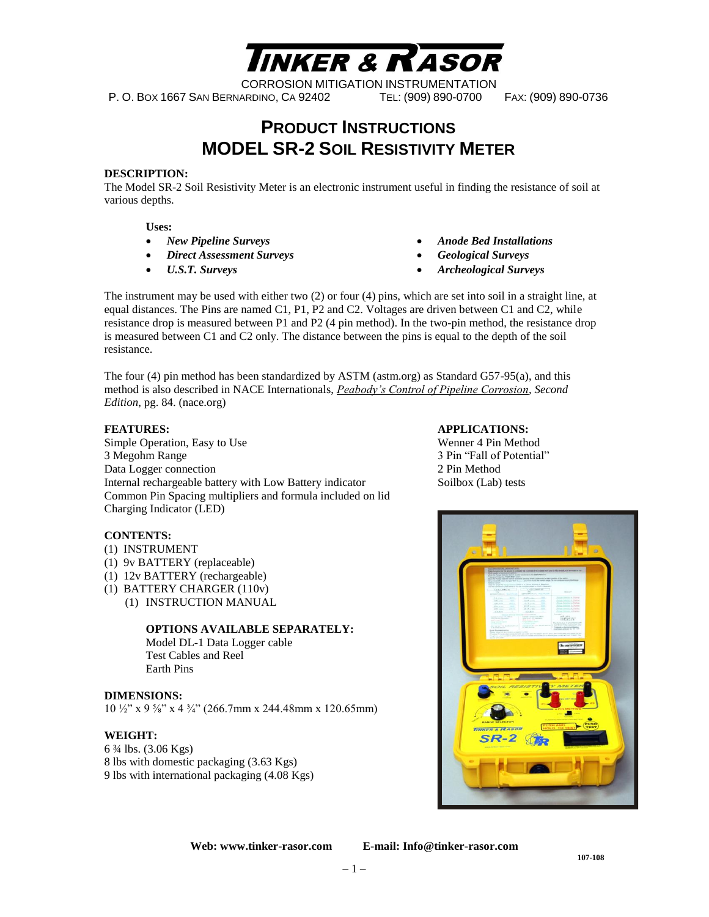# TINKER & RASOR

CORROSION MITIGATION INSTRUMENTATION

P. O. BOX 1667 SAN BERNARDINO, CA 92402 TEL: (909) 890-0700 FAX: (909) 890-0736

## PRODUCT INSTRUCTIONS
## MODEL SR-2 SOIL RESISTIVITY METER

**DESCRIPTION:**

The Model SR-2 Soil Resistivity Meter is an electronic instrument useful in finding the resistance of soil at various depths.

**Uses:**

- ***New Pipeline Surveys***
- ***Direct Assessment Surveys***
- ***U.S.T. Surveys***
- ***Anode Bed Installations***
- ***Geological Surveys***
- ***Archeological Surveys***

The instrument may be used with either two (2) or four (4) pins, which are set into soil in a straight line, at equal distances. The Pins are named C1, P1, P2 and C2. Voltages are driven between C1 and C2, while resistance drop is measured between P1 and P2 (4 pin method). In the two-pin method, the resistance drop is measured between C1 and C2 only. The distance between the pins is equal to the depth of the soil resistance.

The four (4) pin method has been standardized by ASTM (astm.org) as Standard G57-95(a), and this method is also described in NACE Internationals, *Peabody's Control of Pipeline Corrosion*, *Second Edition*, pg. 84. (nace.org)

**FEATURES:**

Simple Operation, Easy to Use
3 Megohm Range
Data Logger connection
Internal rechargeable battery with Low Battery indicator
Common Pin Spacing multipliers and formula included on lid
Charging Indicator (LED)

**APPLICATIONS:**

Wenner 4 Pin Method
3 Pin "Fall of Potential"
2 Pin Method
Soilbox (Lab) tests

**CONTENTS:**

(1) INSTRUMENT
(1) 9v BATTERY (replaceable)
(1) 12v BATTERY (rechargeable)
(1) BATTERY CHARGER (110v)
(1) INSTRUCTION MANUAL

**OPTIONS AVAILABLE SEPARATELY:**

Model DL-1 Data Logger cable
Test Cables and Reel
Earth Pins

**DIMENSIONS:**

10 ½" x 9 ⅝" x 4 ¾" (266.7mm x 244.48mm x 120.65mm)

**WEIGHT:**

6 ¾ lbs. (3.06 Kgs)
8 lbs with domestic packaging (3.63 Kgs)
9 lbs with international packaging (4.08 Kgs)

**Web: www.tinker-rasor.com** **E-mail: Info@tinker-rasor.com**

107-108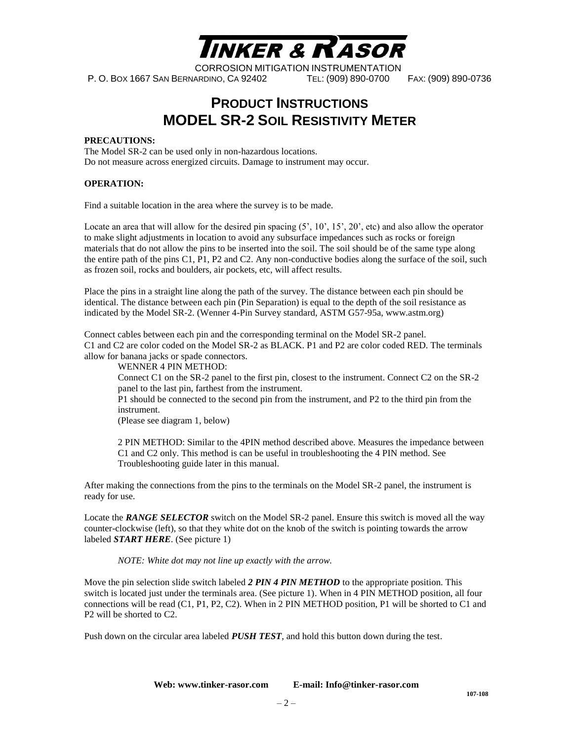# TINKER & RASOR

CORROSION MITIGATION INSTRUMENTATION

P. O. BOX 1667 SAN BERNARDINO, CA 92402 TEL: (909) 890-0700 FAX: (909) 890-0736

## PRODUCT INSTRUCTIONS
## MODEL SR-2 SOIL RESISTIVITY METER

**PRECAUTIONS:**

The Model SR-2 can be used only in non-hazardous locations.
Do not measure across energized circuits. Damage to instrument may occur.

**OPERATION:**

Find a suitable location in the area where the survey is to be made.

Locate an area that will allow for the desired pin spacing (5', 10', 15', 20', etc) and also allow the operator to make slight adjustments in location to avoid any subsurface impedances such as rocks or foreign materials that do not allow the pins to be inserted into the soil. The soil should be of the same type along the entire path of the pins C1, P1, P2 and C2. Any non-conductive bodies along the surface of the soil, such as frozen soil, rocks and boulders, air pockets, etc, will affect results.

Place the pins in a straight line along the path of the survey. The distance between each pin should be identical. The distance between each pin (Pin Separation) is equal to the depth of the soil resistance as indicated by the Model SR-2. (Wenner 4-Pin Survey standard, ASTM G57-95a, www.astm.org)

Connect cables between each pin and the corresponding terminal on the Model SR-2 panel.
C1 and C2 are color coded on the Model SR-2 as BLACK. P1 and P2 are color coded RED. The terminals allow for banana jacks or spade connectors.

WENNER 4 PIN METHOD:
Connect C1 on the SR-2 panel to the first pin, closest to the instrument. Connect C2 on the SR-2 panel to the last pin, farthest from the instrument.
P1 should be connected to the second pin from the instrument, and P2 to the third pin from the instrument.
(Please see diagram 1, below)

2 PIN METHOD: Similar to the 4PIN method described above. Measures the impedance between C1 and C2 only. This method is can be useful in troubleshooting the 4 PIN method. See Troubleshooting guide later in this manual.

After making the connections from the pins to the terminals on the Model SR-2 panel, the instrument is ready for use.

Locate the ***RANGE SELECTOR*** switch on the Model SR-2 panel. Ensure this switch is moved all the way counter-clockwise (left), so that they white dot on the knob of the switch is pointing towards the arrow labeled ***START HERE***. (See picture 1)

*NOTE: White dot may not line up exactly with the arrow.*

Move the pin selection slide switch labeled ***2 PIN 4 PIN METHOD*** to the appropriate position. This switch is located just under the terminals area. (See picture 1). When in 4 PIN METHOD position, all four connections will be read (C1, P1, P2, C2). When in 2 PIN METHOD position, P1 will be shorted to C1 and P2 will be shorted to C2.

Push down on the circular area labeled ***PUSH TEST***, and hold this button down during the test.

**Web: www.tinker-rasor.com E-mail: Info@tinker-rasor.com**

107-108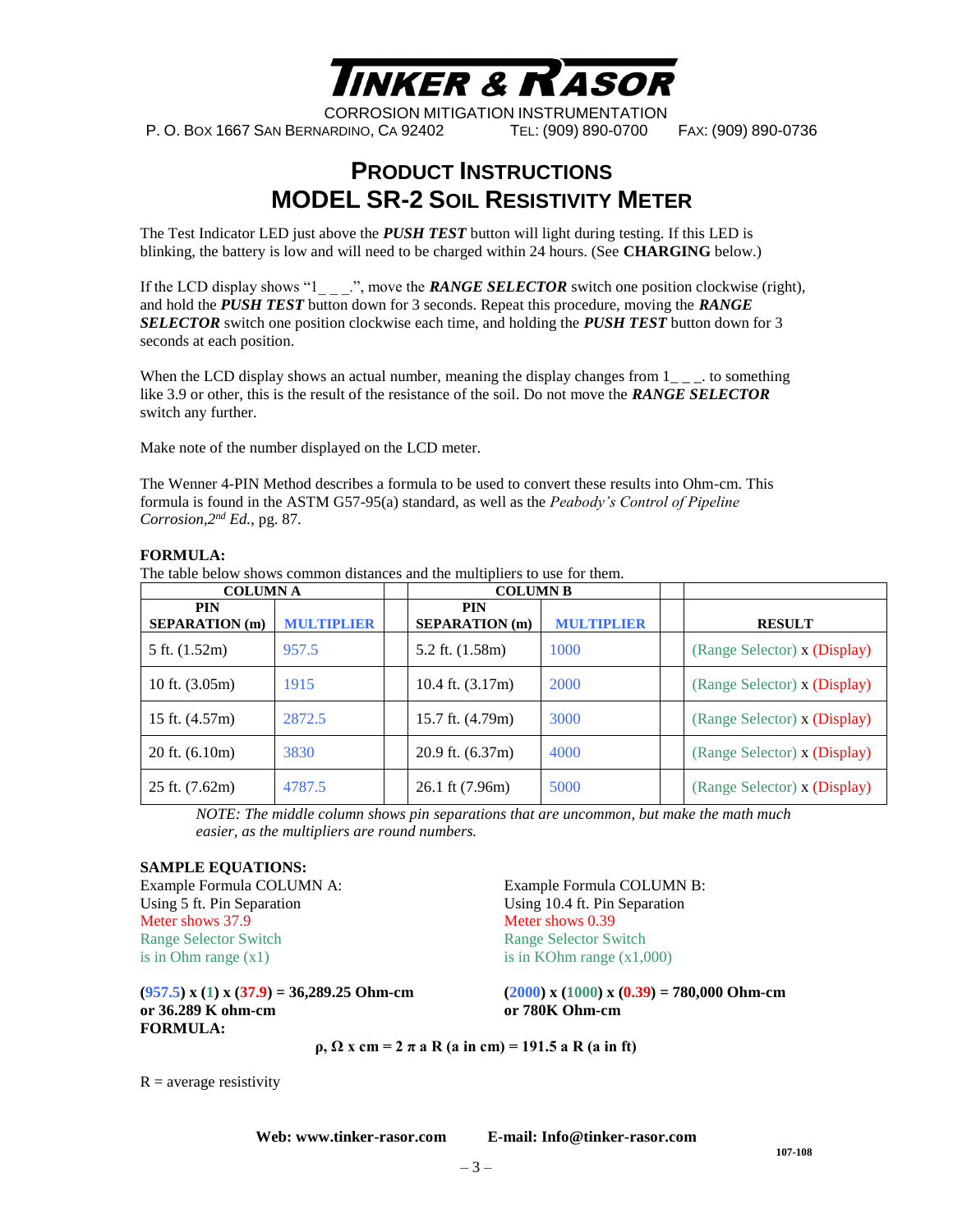**TINKER & RASOR**

CORROSION MITIGATION INSTRUMENTATION

P. O. BOX 1667 SAN BERNARDINO, CA 92402 TEL: (909) 890-0700 FAX: (909) 890-0736

# PRODUCT INSTRUCTIONS
# MODEL SR-2 SOIL RESISTIVITY METER

The Test Indicator LED just above the ***PUSH TEST*** button will light during testing. If this LED is blinking, the battery is low and will need to be charged within 24 hours. (See **CHARGING** below.)

If the LCD display shows "1_ _ _.", move the ***RANGE SELECTOR*** switch one position clockwise (right), and hold the ***PUSH TEST*** button down for 3 seconds. Repeat this procedure, moving the ***RANGE SELECTOR*** switch one position clockwise each time, and holding the ***PUSH TEST*** button down for 3 seconds at each position.

When the LCD display shows an actual number, meaning the display changes from 1_ _ _. to something like 3.9 or other, this is the result of the resistance of the soil. Do not move the ***RANGE SELECTOR*** switch any further.

Make note of the number displayed on the LCD meter.

The Wenner 4-PIN Method describes a formula to be used to convert these results into Ohm-cm. This formula is found in the ASTM G57-95(a) standard, as well as the *Peabody's Control of Pipeline Corrosion,2nd Ed.*, pg. 87.

**FORMULA:**

The table below shows common distances and the multipliers to use for them.

| COLUMN A | | | COLUMN B | | | |
|---|---|---|---|---|---|---|
| **PIN SEPARATION (m)** | **MULTIPLIER** | | **PIN SEPARATION (m)** | **MULTIPLIER** | | **RESULT** |
| 5 ft. (1.52m) | 957.5 | | 5.2 ft. (1.58m) | 1000 | | (Range Selector) x (Display) |
| 10 ft. (3.05m) | 1915 | | 10.4 ft. (3.17m) | 2000 | | (Range Selector) x (Display) |
| 15 ft. (4.57m) | 2872.5 | | 15.7 ft. (4.79m) | 3000 | | (Range Selector) x (Display) |
| 20 ft. (6.10m) | 3830 | | 20.9 ft. (6.37m) | 4000 | | (Range Selector) x (Display) |
| 25 ft. (7.62m) | 4787.5 | | 26.1 ft (7.96m) | 5000 | | (Range Selector) x (Display) |

*NOTE: The middle column shows pin separations that are uncommon, but make the math much easier, as the multipliers are round numbers.*

**SAMPLE EQUATIONS:**

Example Formula COLUMN A:
Using 5 ft. Pin Separation
Meter shows 37.9
Range Selector Switch
is in Ohm range (x1)

**(957.5) x (1) x (37.9) = 36,289.25 Ohm-cm**
**or 36.289 K ohm-cm**

Example Formula COLUMN B:
Using 10.4 ft. Pin Separation
Meter shows 0.39
Range Selector Switch
is in KOhm range (x1,000)

**(2000) x (1000) x (0.39) = 780,000 Ohm-cm**
**or 780K Ohm-cm**

**FORMULA:**

$$\rho, \Omega \times cm = 2\pi a R \text{ (a in cm)} = 191.5\, a R \text{ (a in ft)}$$

R = average resistivity

**Web: www.tinker-rasor.com E-mail: Info@tinker-rasor.com**

107-108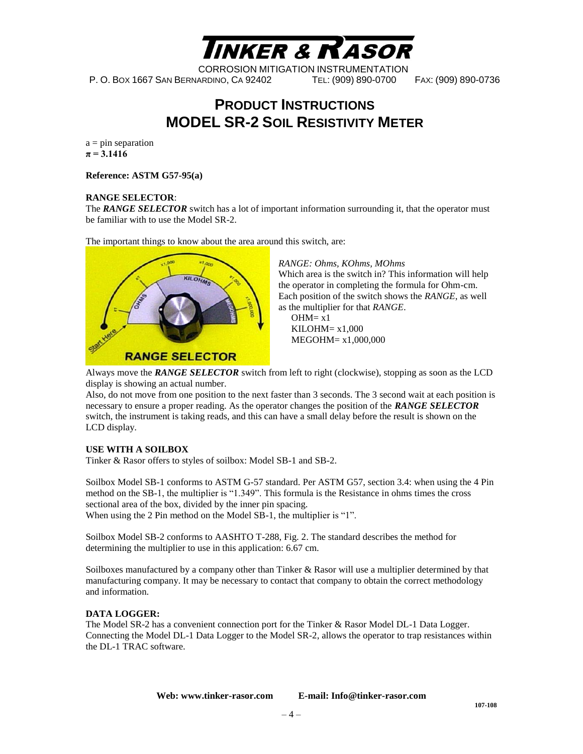a = pin separation
**$\pi$ = 3.1416**

**Reference: ASTM G57-95(a)**

**RANGE SELECTOR**:
The ***RANGE SELECTOR*** switch has a lot of important information surrounding it, that the operator must be familiar with to use the Model SR-2.

The important things to know about the area around this switch, are:

*RANGE: Ohms, KOhms, MOhms*
Which area is the switch in? This information will help the operator in completing the formula for Ohm-cm. Each position of the switch shows the *RANGE*, as well as the multiplier for that *RANGE*.

- OHM= x1
- KILOHM= x1,000
- MEGOHM= x1,000,000

Always move the ***RANGE SELECTOR*** switch from left to right (clockwise), stopping as soon as the LCD display is showing an actual number.
Also, do not move from one position to the next faster than 3 seconds. The 3 second wait at each position is necessary to ensure a proper reading. As the operator changes the position of the ***RANGE SELECTOR*** switch, the instrument is taking reads, and this can have a small delay before the result is shown on the LCD display.

**USE WITH A SOILBOX**
Tinker & Rasor offers to styles of soilbox: Model SB-1 and SB-2.

Soilbox Model SB-1 conforms to ASTM G-57 standard. Per ASTM G57, section 3.4: when using the 4 Pin method on the SB-1, the multiplier is "1.349". This formula is the Resistance in ohms times the cross sectional area of the box, divided by the inner pin spacing.
When using the 2 Pin method on the Model SB-1, the multiplier is "1".

Soilbox Model SB-2 conforms to AASHTO T-288, Fig. 2. The standard describes the method for determining the multiplier to use in this application: 6.67 cm.

Soilboxes manufactured by a company other than Tinker & Rasor will use a multiplier determined by that manufacturing company. It may be necessary to contact that company to obtain the correct methodology and information.

**DATA LOGGER:**
The Model SR-2 has a convenient connection port for the Tinker & Rasor Model DL-1 Data Logger. Connecting the Model DL-1 Data Logger to the Model SR-2, allows the operator to trap resistances within the DL-1 TRAC software.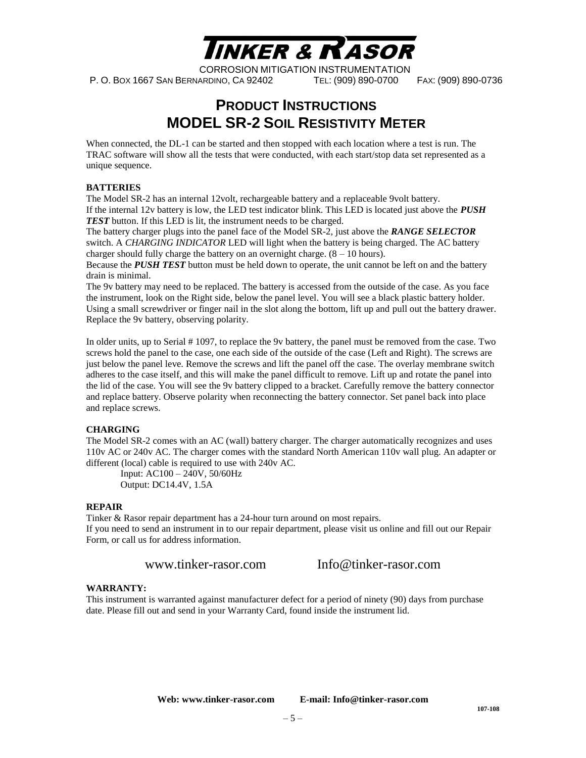When connected, the DL-1 can be started and then stopped with each location where a test is run. The TRAC software will show all the tests that were conducted, with each start/stop data set represented as a unique sequence.

### BATTERIES

The Model SR-2 has an internal 12volt, rechargeable battery and a replaceable 9volt battery.
If the internal 12v battery is low, the LED test indicator blink. This LED is located just above the ***PUSH TEST*** button. If this LED is lit, the instrument needs to be charged.
The battery charger plugs into the panel face of the Model SR-2, just above the ***RANGE SELECTOR*** switch. A *CHARGING INDICATOR* LED will light when the battery is being charged. The AC battery charger should fully charge the battery on an overnight charge. (8 – 10 hours).
Because the ***PUSH TEST*** button must be held down to operate, the unit cannot be left on and the battery drain is minimal.
The 9v battery may need to be replaced. The battery is accessed from the outside of the case. As you face the instrument, look on the Right side, below the panel level. You will see a black plastic battery holder. Using a small screwdriver or finger nail in the slot along the bottom, lift up and pull out the battery drawer. Replace the 9v battery, observing polarity.

In older units, up to Serial # 1097, to replace the 9v battery, the panel must be removed from the case. Two screws hold the panel to the case, one each side of the outside of the case (Left and Right). The screws are just below the panel leve. Remove the screws and lift the panel off the case. The overlay membrane switch adheres to the case itself, and this will make the panel difficult to remove. Lift up and rotate the panel into the lid of the case. You will see the 9v battery clipped to a bracket. Carefully remove the battery connector and replace battery. Observe polarity when reconnecting the battery connector. Set panel back into place and replace screws.

### CHARGING

The Model SR-2 comes with an AC (wall) battery charger. The charger automatically recognizes and uses 110v AC or 240v AC. The charger comes with the standard North American 110v wall plug. An adapter or different (local) cable is required to use with 240v AC.

Input: AC100 – 240V, 50/60Hz
Output: DC14.4V, 1.5A

### REPAIR

Tinker & Rasor repair department has a 24-hour turn around on most repairs.
If you need to send an instrument in to our repair department, please visit us online and fill out our Repair Form, or call us for address information.

www.tinker-rasor.com  Info@tinker-rasor.com

### WARRANTY:

This instrument is warranted against manufacturer defect for a period of ninety (90) days from purchase date. Please fill out and send in your Warranty Card, found inside the instrument lid.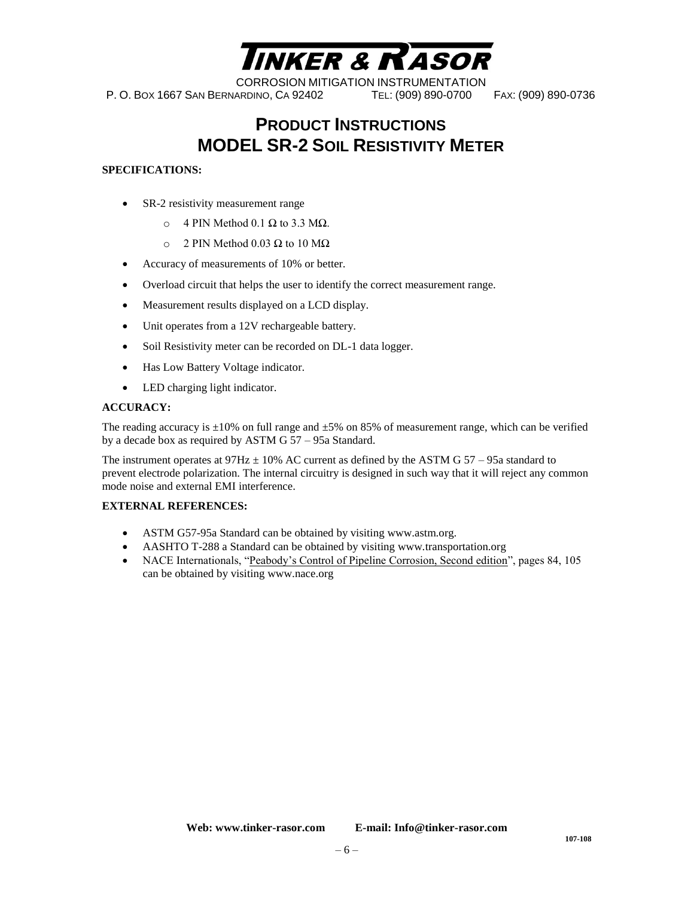# TINKER & RASOR

CORROSION MITIGATION INSTRUMENTATION

P. O. BOX 1667 SAN BERNARDINO, CA 92402 TEL: (909) 890-0700 FAX: (909) 890-0736

## PRODUCT INSTRUCTIONS
## MODEL SR-2 SOIL RESISTIVITY METER

**SPECIFICATIONS:**

- SR-2 resistivity measurement range
  - 4 PIN Method 0.1 Ω to 3.3 MΩ.
  - 2 PIN Method 0.03 Ω to 10 MΩ
- Accuracy of measurements of 10% or better.
- Overload circuit that helps the user to identify the correct measurement range.
- Measurement results displayed on a LCD display.
- Unit operates from a 12V rechargeable battery.
- Soil Resistivity meter can be recorded on DL-1 data logger.
- Has Low Battery Voltage indicator.
- LED charging light indicator.

**ACCURACY:**

The reading accuracy is ±10% on full range and ±5% on 85% of measurement range, which can be verified by a decade box as required by ASTM G 57 – 95a Standard.

The instrument operates at 97Hz ± 10% AC current as defined by the ASTM G 57 – 95a standard to prevent electrode polarization. The internal circuitry is designed in such way that it will reject any common mode noise and external EMI interference.

**EXTERNAL REFERENCES:**

- ASTM G57-95a Standard can be obtained by visiting www.astm.org.
- AASHTO T-288 a Standard can be obtained by visiting www.transportation.org
- NACE Internationals, "Peabody's Control of Pipeline Corrosion, Second edition", pages 84, 105 can be obtained by visiting www.nace.org

**Web: www.tinker-rasor.com E-mail: Info@tinker-rasor.com**

107-108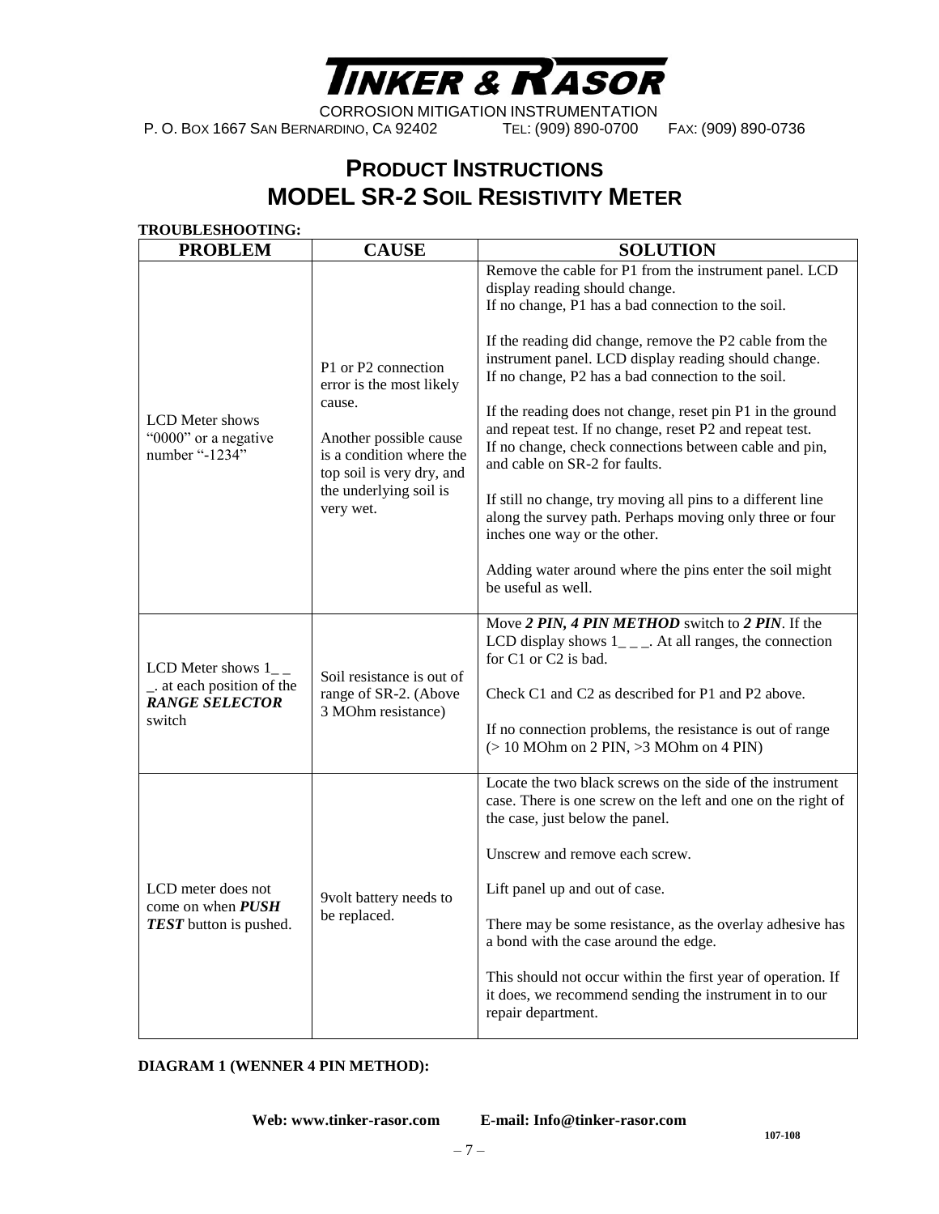# Tinker & Rasor

CORROSION MITIGATION INSTRUMENTATION
P. O. Box 1667 San Bernardino, CA 92402 Tel: (909) 890-0700 Fax: (909) 890-0736

## PRODUCT INSTRUCTIONS
## MODEL SR-2 SOIL RESISTIVITY METER

**TROUBLESHOOTING:**

| PROBLEM | CAUSE | SOLUTION |
|---|---|---|
| LCD Meter shows "0000" or a negative number "-1234" | P1 or P2 connection error is the most likely cause.<br><br>Another possible cause is a condition where the top soil is very dry, and the underlying soil is very wet. | Remove the cable for P1 from the instrument panel. LCD display reading should change.<br>If no change, P1 has a bad connection to the soil.<br><br>If the reading did change, remove the P2 cable from the instrument panel. LCD display reading should change.<br>If no change, P2 has a bad connection to the soil.<br><br>If the reading does not change, reset pin P1 in the ground and repeat test. If no change, reset P2 and repeat test.<br>If no change, check connections between cable and pin, and cable on SR-2 for faults.<br><br>If still no change, try moving all pins to a different line along the survey path. Perhaps moving only three or four inches one way or the other.<br><br>Adding water around where the pins enter the soil might be useful as well. |
| LCD Meter shows 1_ _ _. at each position of the ***RANGE SELECTOR*** switch | Soil resistance is out of range of SR-2. (Above 3 MOhm resistance) | Move ***2 PIN, 4 PIN METHOD*** switch to ***2 PIN***. If the LCD display shows 1_ _ _. At all ranges, the connection for C1 or C2 is bad.<br><br>Check C1 and C2 as described for P1 and P2 above.<br><br>If no connection problems, the resistance is out of range (> 10 MOhm on 2 PIN, >3 MOhm on 4 PIN) |
| LCD meter does not come on when ***PUSH TEST*** button is pushed. | 9volt battery needs to be replaced. | Locate the two black screws on the side of the instrument case. There is one screw on the left and one on the right of the case, just below the panel.<br><br>Unscrew and remove each screw.<br><br>Lift panel up and out of case.<br><br>There may be some resistance, as the overlay adhesive has a bond with the case around the edge.<br><br>This should not occur within the first year of operation. If it does, we recommend sending the instrument in to our repair department. |

**DIAGRAM 1 (WENNER 4 PIN METHOD):**

**Web: www.tinker-rasor.com E-mail: Info@tinker-rasor.com**

107-108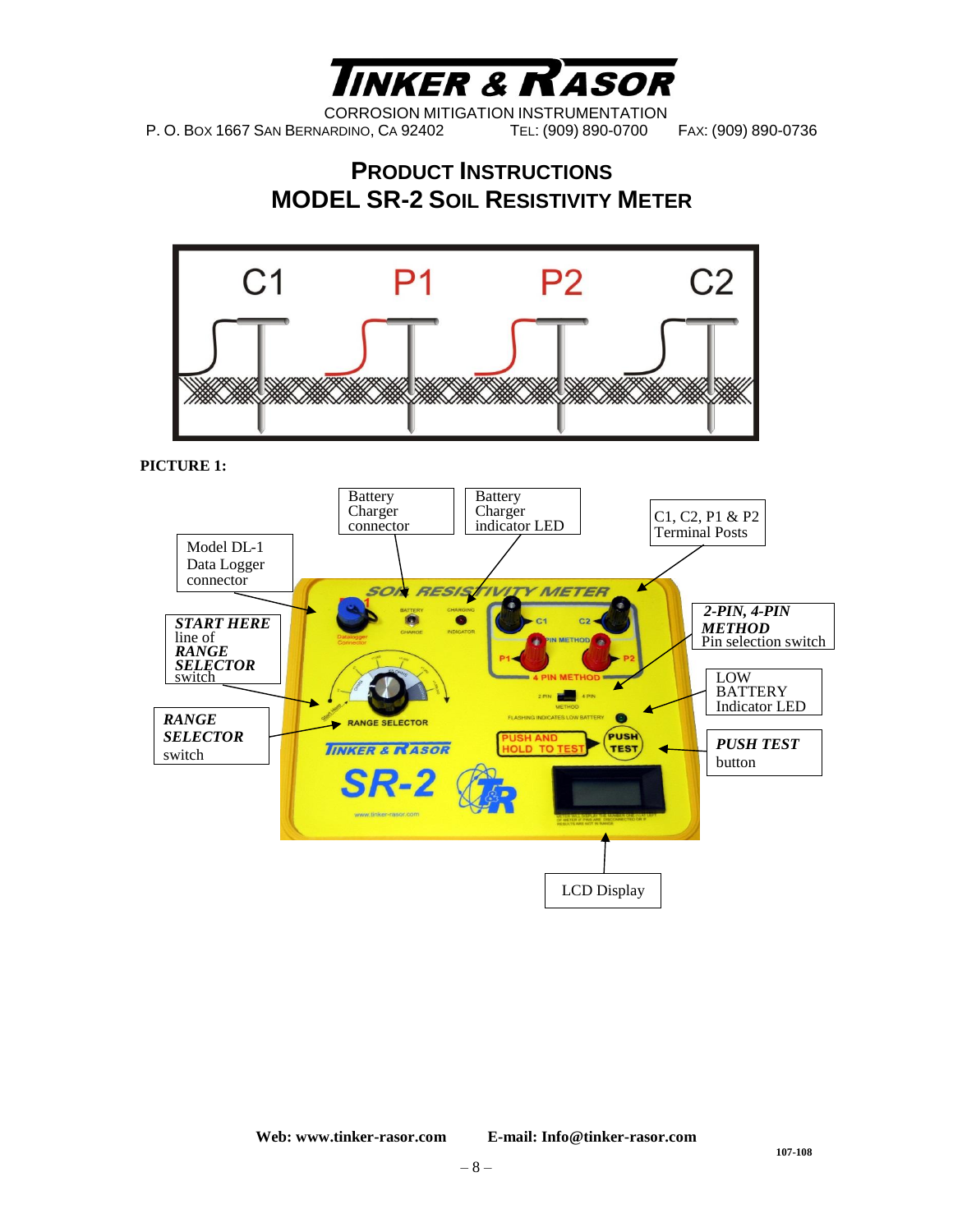# TINKER & RASOR

CORROSION MITIGATION INSTRUMENTATION

P. O. BOX 1667 SAN BERNARDINO, CA 92402 TEL: (909) 890-0700 FAX: (909) 890-0736

## PRODUCT INSTRUCTIONS
## MODEL SR-2 SOIL RESISTIVITY METER

C1 P1 P2 C2

**PICTURE 1:**

Battery Charger connector

Battery Charger indicator LED

C1, C2, P1 & P2 Terminal Posts

Model DL-1 Data Logger connector

***START HERE*** line of ***RANGE SELECTOR*** switch

***2-PIN, 4-PIN METHOD*** Pin selection switch

LOW BATTERY Indicator LED

***RANGE SELECTOR*** switch

***PUSH TEST*** button

LCD Display

**Web: www.tinker-rasor.com** **E-mail: Info@tinker-rasor.com**

**107-108**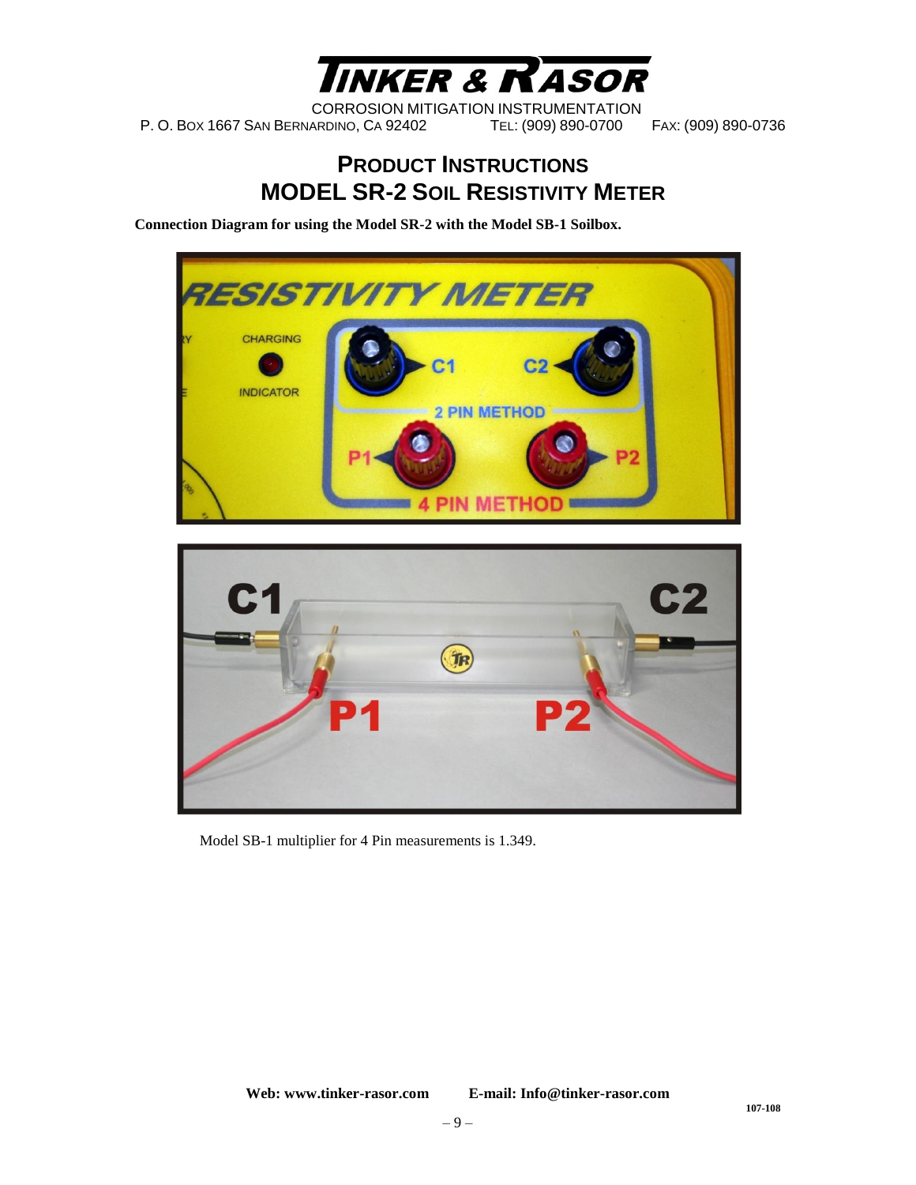# TINKER & RASOR

CORROSION MITIGATION INSTRUMENTATION

P. O. BOX 1667 SAN BERNARDINO, CA 92402 TEL: (909) 890-0700 FAX: (909) 890-0736

## PRODUCT INSTRUCTIONS
## MODEL SR-2 SOIL RESISTIVITY METER

**Connection Diagram for using the Model SR-2 with the Model SB-1 Soilbox.**

Model SB-1 multiplier for 4 Pin measurements is 1.349.

**Web: www.tinker-rasor.com** **E-mail: Info@tinker-rasor.com**

**107-108**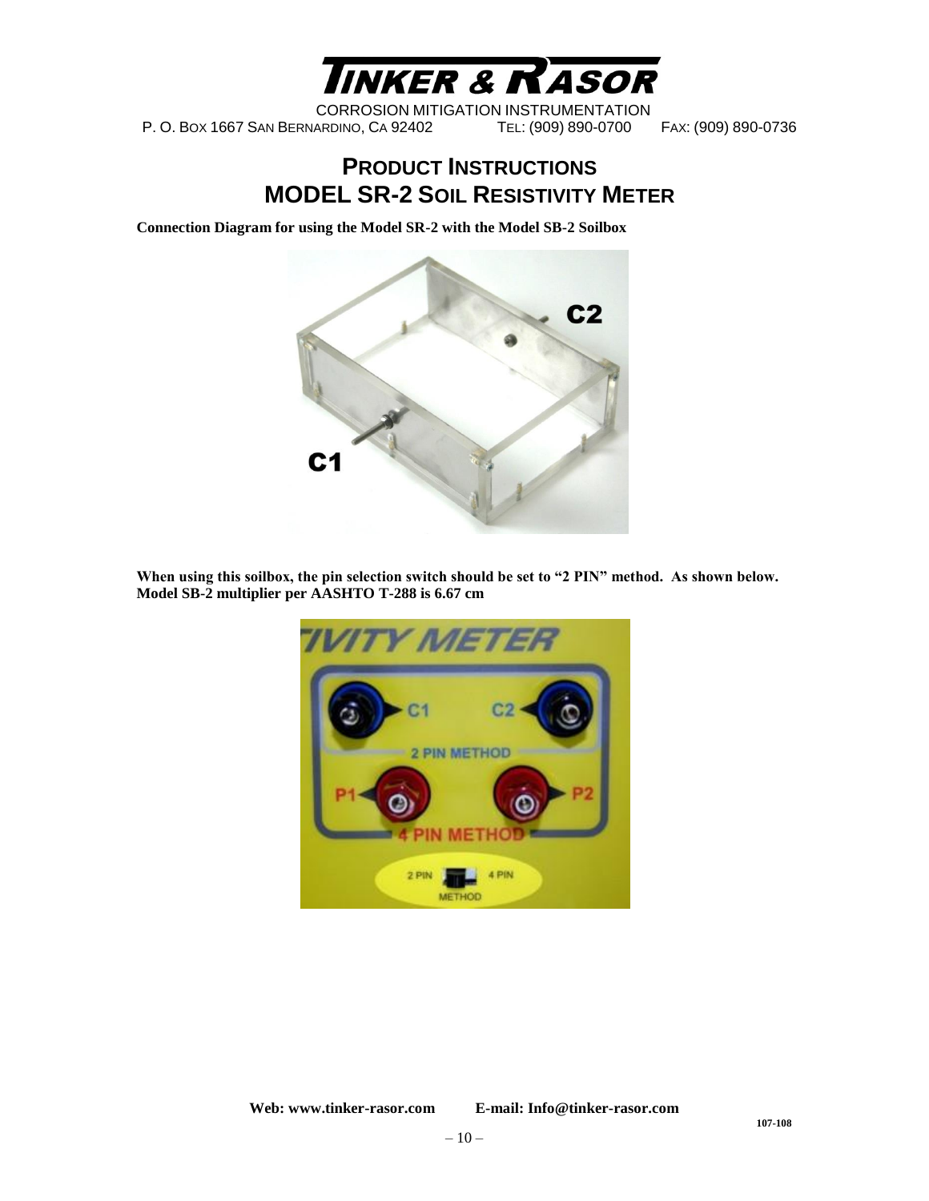# TINKER & RASOR

CORROSION MITIGATION INSTRUMENTATION
P. O. BOX 1667 SAN BERNARDINO, CA 92402 TEL: (909) 890-0700 FAX: (909) 890-0736

## PRODUCT INSTRUCTIONS
## MODEL SR-2 SOIL RESISTIVITY METER

**Connection Diagram for using the Model SR-2 with the Model SB-2 Soilbox**

C2

C1

**When using this soilbox, the pin selection switch should be set to "2 PIN" method. As shown below. Model SB-2 multiplier per AASHTO T-288 is 6.67 cm**

IVITY METER

C1 C2

2 PIN METHOD

P1 P2

4 PIN METHOD

2 PIN 4 PIN

METHOD

**Web: www.tinker-rasor.com E-mail: Info@tinker-rasor.com**

**107-108**